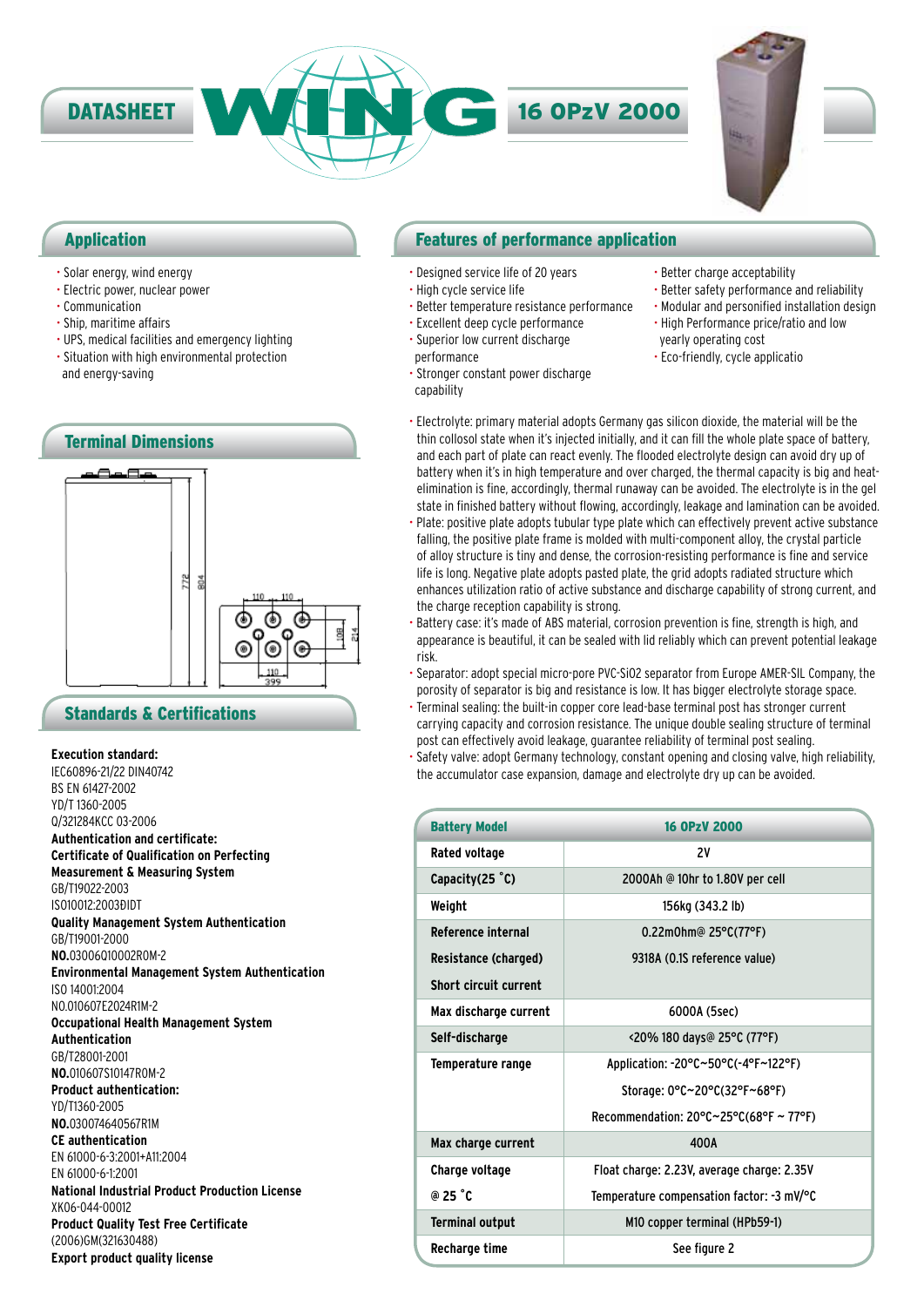# DATASHEET WING 16 OPzV 2000

## Application

- Solar energy, wind energy
- Electric power, nuclear power
- Communication
- Ship, maritime affairs
- UPS, medical facilities and emergency lighting
- Situation with high environmental protection and energy-saving

## Terminal Dimensions

772, 804, 110, 110, 108, 214, 110, 399

## Standards & Certifications

**Execution standard:**
IEC60896-21/22 DIN40742
BS EN 61427-2002
YD/T 1360-2005
Q/321284KCC 03-2006
**Authentication and certificate:**
**Certificate of Qualification on Perfecting Measurement & Measuring System**
GB/T19022-2003
ISO10012:2003ÐIDT
**Quality Management System Authentication**
GB/T19001-2000
**NO.**03006Q10002R0M-2
**Environmental Management System Authentication**
ISO 14001:2004
NO.010607E2024R1M-2
**Occupational Health Management System Authentication**
GB/T28001-2001
**NO.**010607S10147R0M-2
**Product authentication:**
YD/T1360-2005
**NO.**030074640567R1M
**CE authentication**
EN 61000-6-3:2001+A11:2004
EN 61000-6-1:2001
**National Industrial Product Production License**
XK06-044-00012
**Product Quality Test Free Certificate**
(2006)GM(321630488)
**Export product quality license**

## Features of performance application

- Designed service life of 20 years
- High cycle service life
- Better temperature resistance performance
- Excellent deep cycle performance
- Superior low current discharge performance
- Stronger constant power discharge capability
- Better charge acceptability
- Better safety performance and reliability
- Modular and personified installation design
- High Performance price/ratio and low yearly operating cost
- Eco-friendly, cycle applicatio

- Electrolyte: primary material adopts Germany gas silicon dioxide, the material will be the thin collosol state when it's injected initially, and it can fill the whole plate space of battery, and each part of plate can react evenly. The flooded electrolyte design can avoid dry up of battery when it's in high temperature and over charged, the thermal capacity is big and heat-elimination is fine, accordingly, thermal runaway can be avoided. The electrolyte is in the gel state in finished battery without flowing, accordingly, leakage and lamination can be avoided.
- Plate: positive plate adopts tubular type plate which can effectively prevent active substance falling, the positive plate frame is molded with multi-component alloy, the crystal particle of alloy structure is tiny and dense, the corrosion-resisting performance is fine and service life is long. Negative plate adopts pasted plate, the grid adopts radiated structure which enhances utilization ratio of active substance and discharge capability of strong current, and the charge reception capability is strong.
- Battery case: it's made of ABS material, corrosion prevention is fine, strength is high, and appearance is beautiful, it can be sealed with lid reliably which can prevent potential leakage risk.
- Separator: adopt special micro-pore PVC-SiO2 separator from Europe AMER-SIL Company, the porosity of separator is big and resistance is low. It has bigger electrolyte storage space.
- Terminal sealing: the built-in copper core lead-base terminal post has stronger current carrying capacity and corrosion resistance. The unique double sealing structure of terminal post can effectively avoid leakage, guarantee reliability of terminal post sealing.
- Safety valve: adopt Germany technology, constant opening and closing valve, high reliability, the accumulator case expansion, damage and electrolyte dry up can be avoided.

| Battery Model | 16 OPzV 2000 |
|---|---|
| Rated voltage | 2V |
| Capacity(25 ˚C) | 2000Ah @ 10hr to 1.80V per cell |
| Weight | 156kg (343.2 lb) |
| Reference internal Resistance (charged) | 0.22mOhm@ 25°C(77°F) |
| Short circuit current | 9318A (0.1S reference value) |
| Max discharge current | 6000A (5sec) |
| Self-discharge | <20% 180 days@ 25°C (77°F) |
| Temperature range | Application: -20°C~50°C(-4°F~122°F)<br>Storage: 0°C~20°C(32°F~68°F)<br>Recommendation: 20°C~25°C(68°F ~ 77°F) |
| Max charge current | 400A |
| Charge voltage @ 25 ˚C | Float charge: 2.23V, average charge: 2.35V<br>Temperature compensation factor: -3 mV/°C |
| Terminal output | M10 copper terminal (HPb59-1) |
| Recharge time | See figure 2 |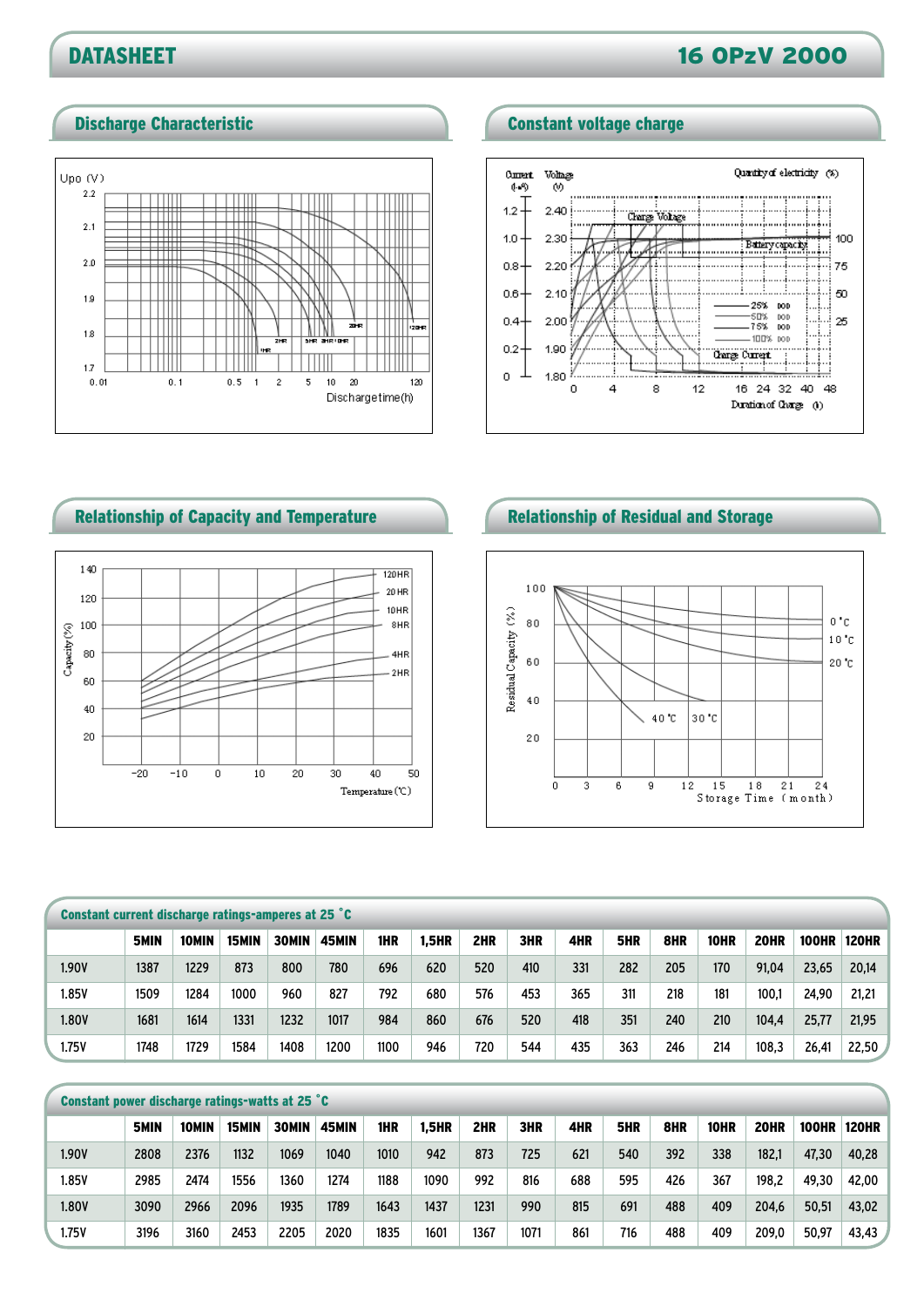# DATASHEET

# 16 OPzV 2000

## Discharge Characteristic

Upo (V)

2.2
2.1
2.0
1.9
1.8
1.7

0.01 0.1 0.5 1 2 5 10 20 120

1HR 2HR 5HR 8HR 10HR 20HR 120HR

Dischargetime(h)

## Constant voltage charge

Current (I·A) Voltage (V) Quantity of electricity (%)

1.2 2.40
1.0 2.30 100
0.8 2.20 75
0.6 2.10 50
0.4 2.00 25
0.2 1.90
0 1.80

Charge Voltage

Battery capacity

25% DOD
50% DOD
75% DOD
100% DOD

Charge Current

0 4 8 12 16 24 32 40 48

Duration of Charge (h)

## Relationship of Capacity and Temperature

Capacity(%)

140
120
100
80
60
40
20

-20 -10 0 10 20 30 40 50

Temperature (℃)

120HR
20HR
10HR
8HR
4HR
2HR

## Relationship of Residual and Storage

Residual Capacity (%)

100
80
60
40
20

0 3 6 9 12 15 18 21 24

Storage Time (month)

0 °C
10 °C
20 °C
40 °C
30 °C

## Constant current discharge ratings-amperes at 25 °C

| | 5MIN | 10MIN | 15MIN | 30MIN | 45MIN | 1HR | 1,5HR | 2HR | 3HR | 4HR | 5HR | 8HR | 10HR | 20HR | 100HR | 120HR |
|---|---|---|---|---|---|---|---|---|---|---|---|---|---|---|---|---|
| 1.90V | 1387 | 1229 | 873 | 800 | 780 | 696 | 620 | 520 | 410 | 331 | 282 | 205 | 170 | 91,04 | 23,65 | 20,14 |
| 1.85V | 1509 | 1284 | 1000 | 960 | 827 | 792 | 680 | 576 | 453 | 365 | 311 | 218 | 181 | 100,1 | 24,90 | 21,21 |
| 1.80V | 1681 | 1614 | 1331 | 1232 | 1017 | 984 | 860 | 676 | 520 | 418 | 351 | 240 | 210 | 104,4 | 25,77 | 21,95 |
| 1.75V | 1748 | 1729 | 1584 | 1408 | 1200 | 1100 | 946 | 720 | 544 | 435 | 363 | 246 | 214 | 108,3 | 26,41 | 22,50 |

## Constant power discharge ratings-watts at 25 °C

| | 5MIN | 10MIN | 15MIN | 30MIN | 45MIN | 1HR | 1,5HR | 2HR | 3HR | 4HR | 5HR | 8HR | 10HR | 20HR | 100HR | 120HR |
|---|---|---|---|---|---|---|---|---|---|---|---|---|---|---|---|---|
| 1.90V | 2808 | 2376 | 1132 | 1069 | 1040 | 1010 | 942 | 873 | 725 | 621 | 540 | 392 | 338 | 182,1 | 47,30 | 40,28 |
| 1.85V | 2985 | 2474 | 1556 | 1360 | 1274 | 1188 | 1090 | 992 | 816 | 688 | 595 | 426 | 367 | 198,2 | 49,30 | 42,00 |
| 1.80V | 3090 | 2966 | 2096 | 1935 | 1789 | 1643 | 1437 | 1231 | 990 | 815 | 691 | 488 | 409 | 204,6 | 50,51 | 43,02 |
| 1.75V | 3196 | 3160 | 2453 | 2205 | 2020 | 1835 | 1601 | 1367 | 1071 | 861 | 716 | 488 | 409 | 209,0 | 50,97 | 43,43 |